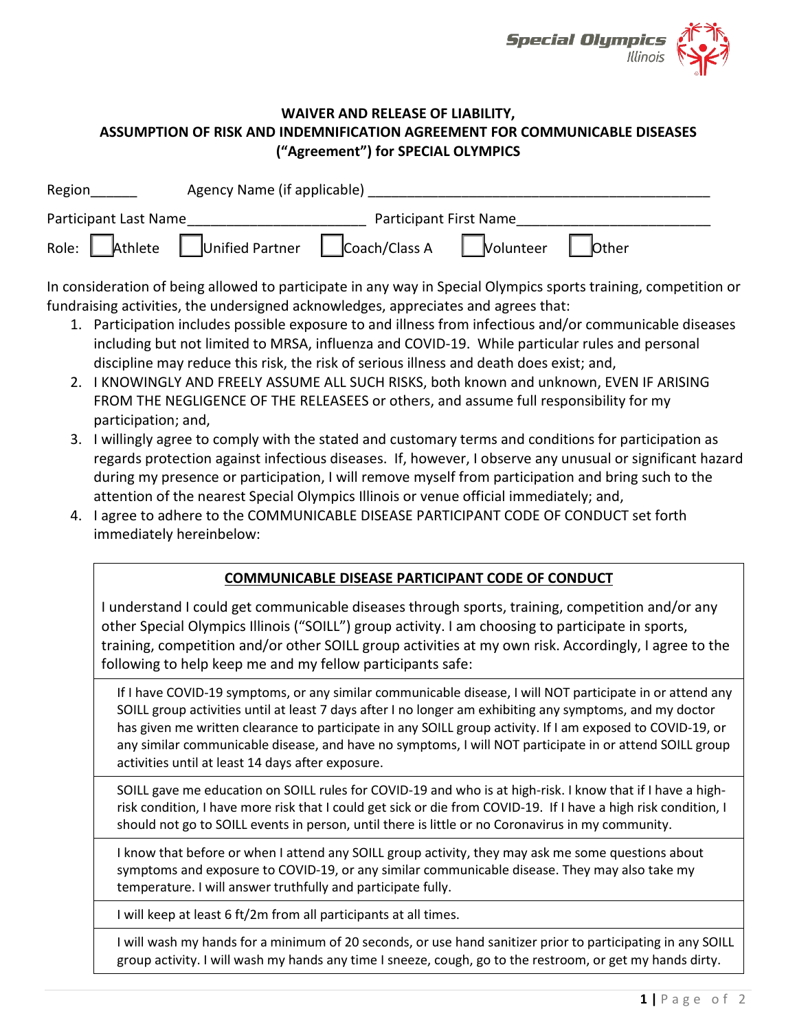Special Olympics Illinois

**WAIVER AND RELEASE OF LIABILITY,**
**ASSUMPTION OF RISK AND INDEMNIFICATION AGREEMENT FOR COMMUNICABLE DISEASES**
**("Agreement") for SPECIAL OLYMPICS**

Region______ Agency Name (if applicable) ____________________________________________

Participant Last Name______________________ Participant First Name________________________

Role: ☐ Athlete ☐ Unified Partner ☐ Coach/Class A ☐ Volunteer ☐ Other

In consideration of being allowed to participate in any way in Special Olympics sports training, competition or fundraising activities, the undersigned acknowledges, appreciates and agrees that:

1. Participation includes possible exposure to and illness from infectious and/or communicable diseases including but not limited to MRSA, influenza and COVID-19. While particular rules and personal discipline may reduce this risk, the risk of serious illness and death does exist; and,
2. I KNOWINGLY AND FREELY ASSUME ALL SUCH RISKS, both known and unknown, EVEN IF ARISING FROM THE NEGLIGENCE OF THE RELEASEES or others, and assume full responsibility for my participation; and,
3. I willingly agree to comply with the stated and customary terms and conditions for participation as regards protection against infectious diseases. If, however, I observe any unusual or significant hazard during my presence or participation, I will remove myself from participation and bring such to the attention of the nearest Special Olympics Illinois or venue official immediately; and,
4. I agree to adhere to the COMMUNICABLE DISEASE PARTICIPANT CODE OF CONDUCT set forth immediately hereinbelow:

**COMMUNICABLE DISEASE PARTICIPANT CODE OF CONDUCT**

I understand I could get communicable diseases through sports, training, competition and/or any other Special Olympics Illinois ("SOILL") group activity. I am choosing to participate in sports, training, competition and/or other SOILL group activities at my own risk. Accordingly, I agree to the following to help keep me and my fellow participants safe:

- If I have COVID-19 symptoms, or any similar communicable disease, I will NOT participate in or attend any SOILL group activities until at least 7 days after I no longer am exhibiting any symptoms, and my doctor has given me written clearance to participate in any SOILL group activity. If I am exposed to COVID-19, or any similar communicable disease, and have no symptoms, I will NOT participate in or attend SOILL group activities until at least 14 days after exposure.
- SOILL gave me education on SOILL rules for COVID-19 and who is at high-risk. I know that if I have a high-risk condition, I have more risk that I could get sick or die from COVID-19. If I have a high risk condition, I should not go to SOILL events in person, until there is little or no Coronavirus in my community.
- I know that before or when I attend any SOILL group activity, they may ask me some questions about symptoms and exposure to COVID-19, or any similar communicable disease. They may also take my temperature. I will answer truthfully and participate fully.
- I will keep at least 6 ft/2m from all participants at all times.
- I will wash my hands for a minimum of 20 seconds, or use hand sanitizer prior to participating in any SOILL group activity. I will wash my hands any time I sneeze, cough, go to the restroom, or get my hands dirty.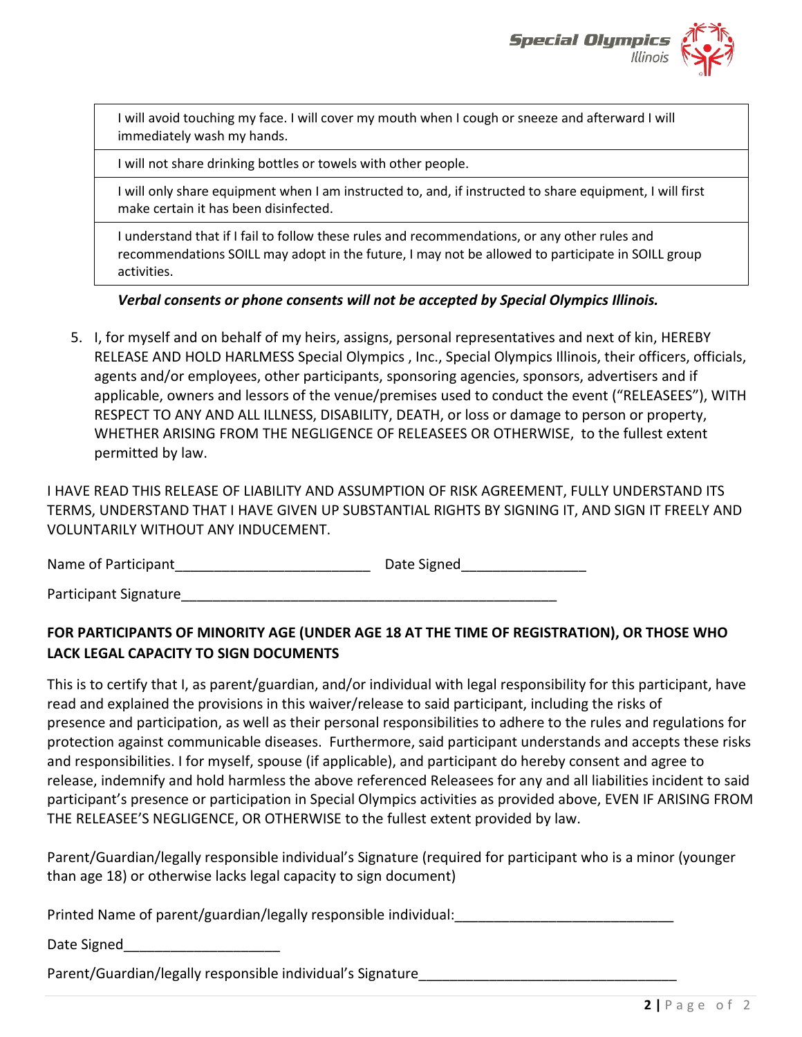| |
|---|
| I will avoid touching my face. I will cover my mouth when I cough or sneeze and afterward I will immediately wash my hands. |
| I will not share drinking bottles or towels with other people. |
| I will only share equipment when I am instructed to, and, if instructed to share equipment, I will first make certain it has been disinfected. |
| I understand that if I fail to follow these rules and recommendations, or any other rules and recommendations SOILL may adopt in the future, I may not be allowed to participate in SOILL group activities. |

***Verbal consents or phone consents will not be accepted by Special Olympics Illinois.***

5. I, for myself and on behalf of my heirs, assigns, personal representatives and next of kin, HEREBY RELEASE AND HOLD HARLMESS Special Olympics , Inc., Special Olympics Illinois, their officers, officials, agents and/or employees, other participants, sponsoring agencies, sponsors, advertisers and if applicable, owners and lessors of the venue/premises used to conduct the event ("RELEASEES"), WITH RESPECT TO ANY AND ALL ILLNESS, DISABILITY, DEATH, or loss or damage to person or property, WHETHER ARISING FROM THE NEGLIGENCE OF RELEASEES OR OTHERWISE, to the fullest extent permitted by law.

I HAVE READ THIS RELEASE OF LIABILITY AND ASSUMPTION OF RISK AGREEMENT, FULLY UNDERSTAND ITS TERMS, UNDERSTAND THAT I HAVE GIVEN UP SUBSTANTIAL RIGHTS BY SIGNING IT, AND SIGN IT FREELY AND VOLUNTARILY WITHOUT ANY INDUCEMENT.

Name of Participant_________________________ Date Signed________________

Participant Signature_________________________________________________

**FOR PARTICIPANTS OF MINORITY AGE (UNDER AGE 18 AT THE TIME OF REGISTRATION), OR THOSE WHO LACK LEGAL CAPACITY TO SIGN DOCUMENTS**

This is to certify that I, as parent/guardian, and/or individual with legal responsibility for this participant, have read and explained the provisions in this waiver/release to said participant, including the risks of presence and participation, as well as their personal responsibilities to adhere to the rules and regulations for protection against communicable diseases. Furthermore, said participant understands and accepts these risks and responsibilities. I for myself, spouse (if applicable), and participant do hereby consent and agree to release, indemnify and hold harmless the above referenced Releasees for any and all liabilities incident to said participant's presence or participation in Special Olympics activities as provided above, EVEN IF ARISING FROM THE RELEASEE'S NEGLIGENCE, OR OTHERWISE to the fullest extent provided by law.

Parent/Guardian/legally responsible individual's Signature (required for participant who is a minor (younger than age 18) or otherwise lacks legal capacity to sign document)

Printed Name of parent/guardian/legally responsible individual:____________________________

Date Signed____________________

Parent/Guardian/legally responsible individual's Signature_________________________________